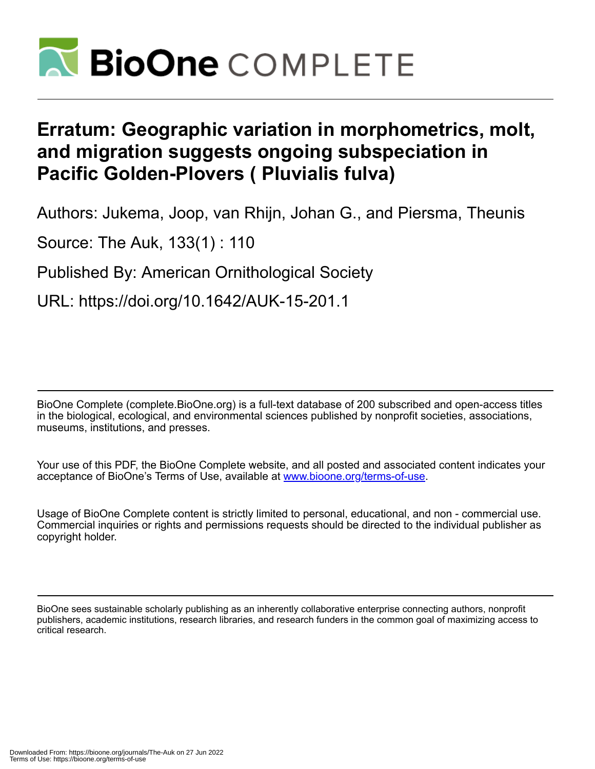# Erratum: Geographic variation in morphometrics, molt, and migration suggests ongoing subspeciation in Pacific Golden-Plovers ( Pluvialis fulva)

Authors: Jukema, Joop, van Rhijn, Johan G., and Piersma, Theunis

Source: The Auk, 133(1) : 110

Published By: American Ornithological Society

URL: https://doi.org/10.1642/AUK-15-201.1

---

BioOne Complete (complete.BioOne.org) is a full-text database of 200 subscribed and open-access titles in the biological, ecological, and environmental sciences published by nonprofit societies, associations, museums, institutions, and presses.

Your use of this PDF, the BioOne Complete website, and all posted and associated content indicates your acceptance of BioOne's Terms of Use, available at www.bioone.org/terms-of-use.

Usage of BioOne Complete content is strictly limited to personal, educational, and non - commercial use. Commercial inquiries or rights and permissions requests should be directed to the individual publisher as copyright holder.

---

BioOne sees sustainable scholarly publishing as an inherently collaborative enterprise connecting authors, nonprofit publishers, academic institutions, research libraries, and research funders in the common goal of maximizing access to critical research.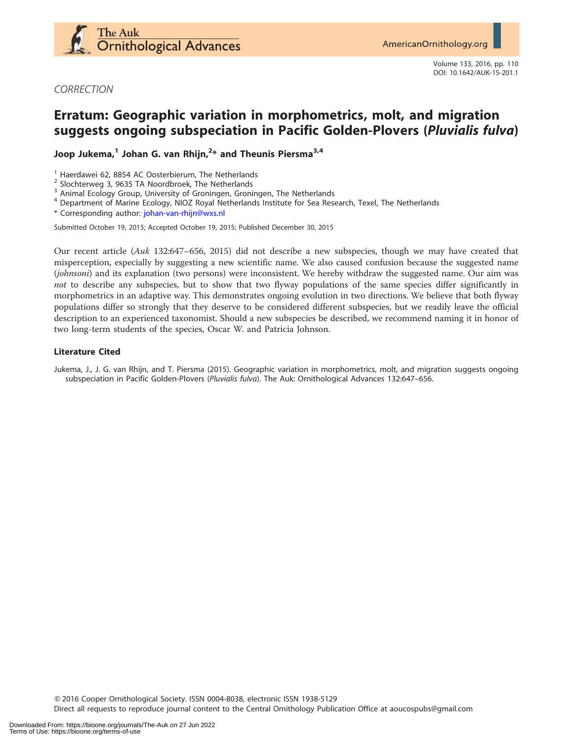*CORRECTION*

# Erratum: Geographic variation in morphometrics, molt, and migration suggests ongoing subspeciation in Pacific Golden-Plovers (*Pluvialis fulva*)

**Joop Jukema,[1] Johan G. van Rhijn,[2]* and Theunis Piersma[3,4]**

[1] Haerdawei 62, 8854 AC Oosterbierum, The Netherlands
[2] Slochterweg 3, 9635 TA Noordbroek, The Netherlands
[3] Animal Ecology Group, University of Groningen, Groningen, The Netherlands
[4] Department of Marine Ecology, NIOZ Royal Netherlands Institute for Sea Research, Texel, The Netherlands
* Corresponding author: johan-van-rhijn@wxs.nl

Submitted October 19, 2015; Accepted October 19, 2015; Published December 30, 2015

Our recent article (*Auk* 132:647–656, 2015) did not describe a new subspecies, though we may have created that misperception, especially by suggesting a new scientific name. We also caused confusion because the suggested name (*johnsoni*) and its explanation (two persons) were inconsistent. We hereby withdraw the suggested name. Our aim was *not* to describe any subspecies, but to show that two flyway populations of the same species differ significantly in morphometrics in an adaptive way. This demonstrates ongoing evolution in two directions. We believe that both flyway populations differ so strongly that they deserve to be considered different subspecies, but we readily leave the official description to an experienced taxonomist. Should a new subspecies be described, we recommend naming it in honor of two long-term students of the species, Oscar W. and Patricia Johnson.

### Literature Cited

Jukema, J., J. G. van Rhijn, and T. Piersma (2015). Geographic variation in morphometrics, molt, and migration suggests ongoing subspeciation in Pacific Golden-Plovers (*Pluvialis fulva*). The Auk: Ornithological Advances 132:647–656.

© 2016 Cooper Ornithological Society. ISSN 0004-8038, electronic ISSN 1938-5129
Direct all requests to reproduce journal content to the Central Ornithology Publication Office at aoucospubs@gmail.com